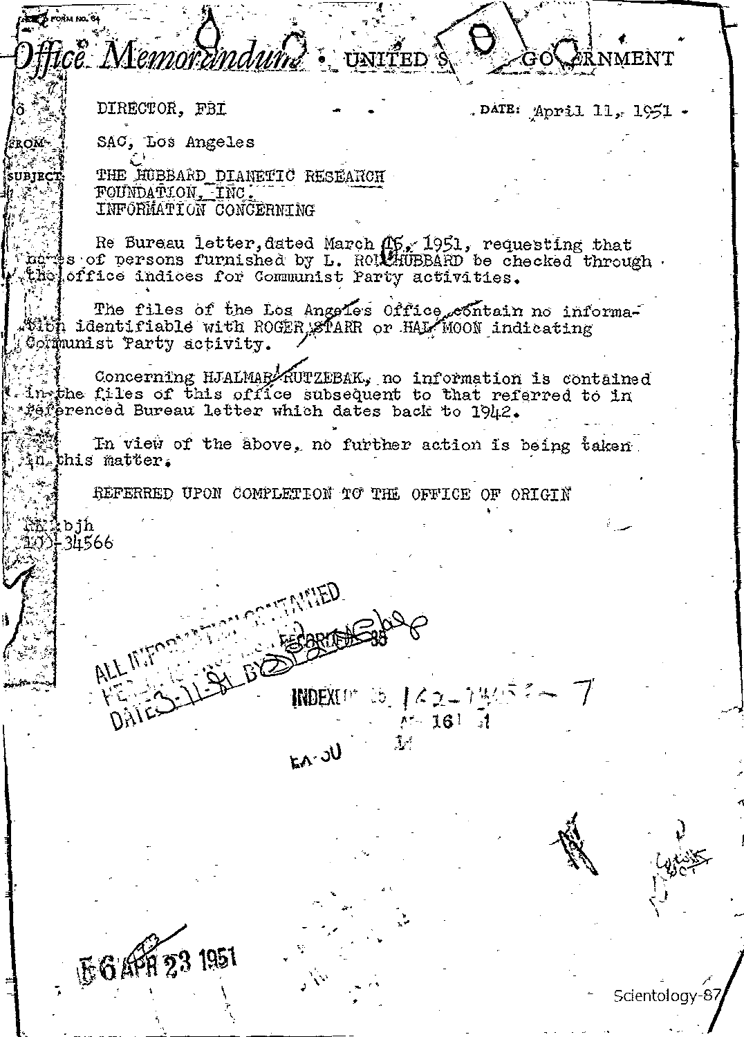FORM NO. 64

# Office Memorandum • UNITED STATES GOVERNMENT

TO: DIRECTOR, FBI

DATE: April 11, 1951

FROM: SAC, Los Angeles

SUBJECT: THE HUBBARD DIANETIC RESEARCH FOUNDATION, INC. INFORMATION CONCERNING

Re Bureau letter, dated March 16, 1951, requesting that names of persons furnished by L. RON HUBBARD be checked through the office indices for Communist Party activities.

The files of the Los Angeles Office contain no information identifiable with ROGER STARR or HAL MOON indicating Communist Party activity.

Concerning HJALMAR RUTZEBAK, no information is contained in the files of this office subsequent to that referred to in referenced Bureau letter which dates back to 1942.

In view of the above, no further action is being taken in this matter.

REFERRED UPON COMPLETION TO THE OFFICE OF ORIGIN

RK:bjh
100-34566

ALL INFORMATION CONTAINED HEREIN IS UNCLASSIFIED DATE 3-11-81 BY

RECORDED 35

INDEXED 35 142-1445 - 7

16

EX-30

E 6 APR 23 1951

Scientology-87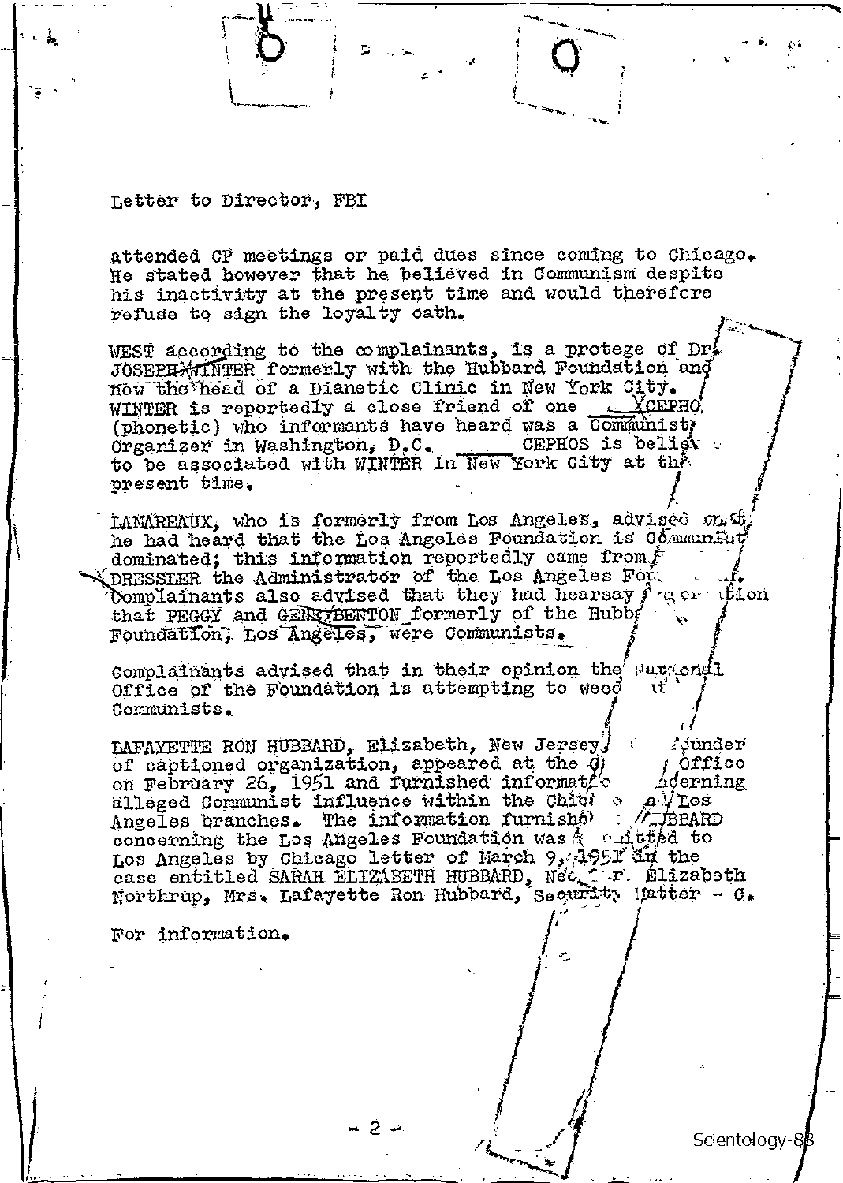Letter to Director, FBI

attended CP meetings or paid dues since coming to Chicago. He stated however that he believed in Communism despite his inactivity at the present time and would therefore refuse to sign the loyalty oath.

WEST according to the complainants, is a protege of Dr. JOSEPH WINTER formerly with the Hubbard Foundation and now the head of a Dianetic Clinic in New York City. WINTER is reportedly a close friend of one ____ CEPHO (phonetic) who informants have heard was a Communist Organizer in Washington, D.C. ____ CEPHOS is believed to be associated with WINTER in New York City at the present time.

LAMAREAUX, who is formerly from Los Angeles, advised that he had heard that the Los Angeles Foundation is Communist dominated; this information reportedly came from DRESSLER the Administrator of the Los Angeles Foundation. Complainants also advised that they had hearsay information that PEGGY and GENE BENTON formerly of the Hubbard Foundation, Los Angeles, were Communists.

Complainants advised that in their opinion the National Office of the Foundation is attempting to weed out Communists.

LAFAYETTE RON HUBBARD, Elizabeth, New Jersey, founder of captioned organization, appeared at the Chicago Office on February 26, 1951 and furnished information concerning alleged Communist influence within the Chicago and Los Angeles branches. The information furnished by HUBBARD concerning the Los Angeles Foundation was submitted to Los Angeles by Chicago letter of March 9, 1951 in the case entitled SARAH ELIZABETH HUBBARD, Nee Sara Elizabeth Northrup, Mrs. Lafayette Ron Hubbard, Security Matter - C.

For information.